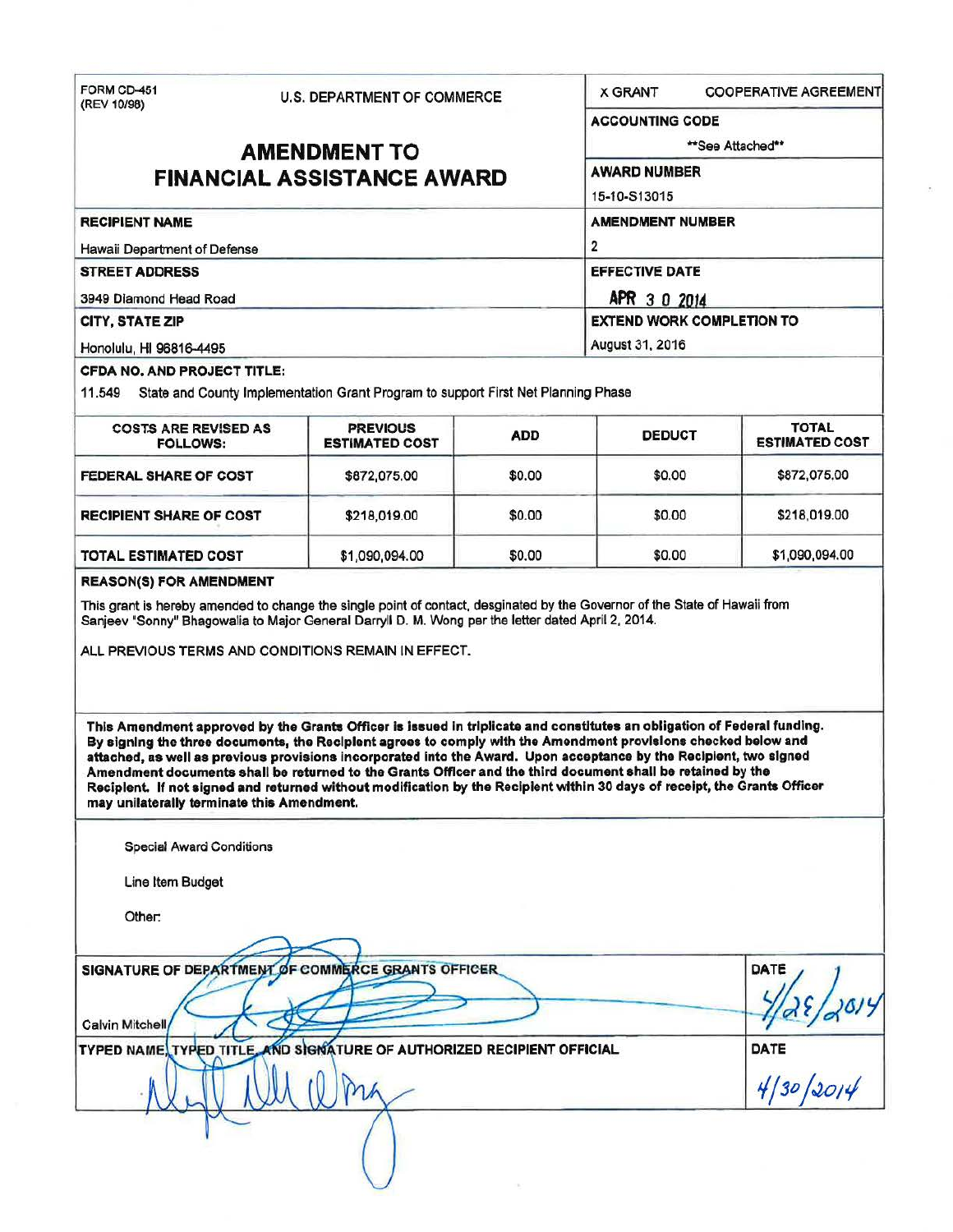FORM CD-451
(REV 10/98)

U.S. DEPARTMENT OF COMMERCE

# AMENDMENT TO FINANCIAL ASSISTANCE AWARD

X GRANT | COOPERATIVE AGREEMENT

**ACCOUNTING CODE**

**See Attached**

**AWARD NUMBER**

15-10-S13015

**RECIPIENT NAME**

Hawaii Department of Defense

**AMENDMENT NUMBER**

2

**STREET ADDRESS**

3949 Diamond Head Road

**EFFECTIVE DATE**

APR 30 2014

**CITY, STATE ZIP**

Honolulu, HI 96816-4495

**EXTEND WORK COMPLETION TO**

August 31, 2016

**CFDA NO. AND PROJECT TITLE:**

11.549 State and County Implementation Grant Program to support First Net Planning Phase

| COSTS ARE REVISED AS FOLLOWS: | PREVIOUS ESTIMATED COST | ADD | DEDUCT | TOTAL ESTIMATED COST |
|---|---|---|---|---|
| FEDERAL SHARE OF COST | $872,075.00 | $0.00 | $0.00 | $872,075.00 |
| RECIPIENT SHARE OF COST | $218,019.00 | $0.00 | $0.00 | $218,019.00 |
| TOTAL ESTIMATED COST | $1,090,094.00 | $0.00 | $0.00 | $1,090,094.00 |

**REASON(S) FOR AMENDMENT**

This grant is hereby amended to change the single point of contact, desginated by the Governor of the State of Hawaii from Sanjeev "Sonny" Bhagowalia to Major General Darryll D. M. Wong per the letter dated April 2, 2014.

ALL PREVIOUS TERMS AND CONDITIONS REMAIN IN EFFECT.

**This Amendment approved by the Grants Officer is issued in triplicate and constitutes an obligation of Federal funding. By signing the three documents, the Recipient agrees to comply with the Amendment provisions checked below and attached, as well as previous provisions incorporated into the Award. Upon acceptance by the Recipient, two signed Amendment documents shall be returned to the Grants Officer and the third document shall be retained by the Recipient. If not signed and returned without modification by the Recipient within 30 days of receipt, the Grants Officer may unilaterally terminate this Amendment.**

Special Award Conditions

Line Item Budget

Other:

**SIGNATURE OF DEPARTMENT OF COMMERCE GRANTS OFFICER**

Calvin Mitchell

**DATE**

4/28/2014

**TYPED NAME, TYPED TITLE, AND SIGNATURE OF AUTHORIZED RECIPIENT OFFICIAL**

**DATE**

4/30/2014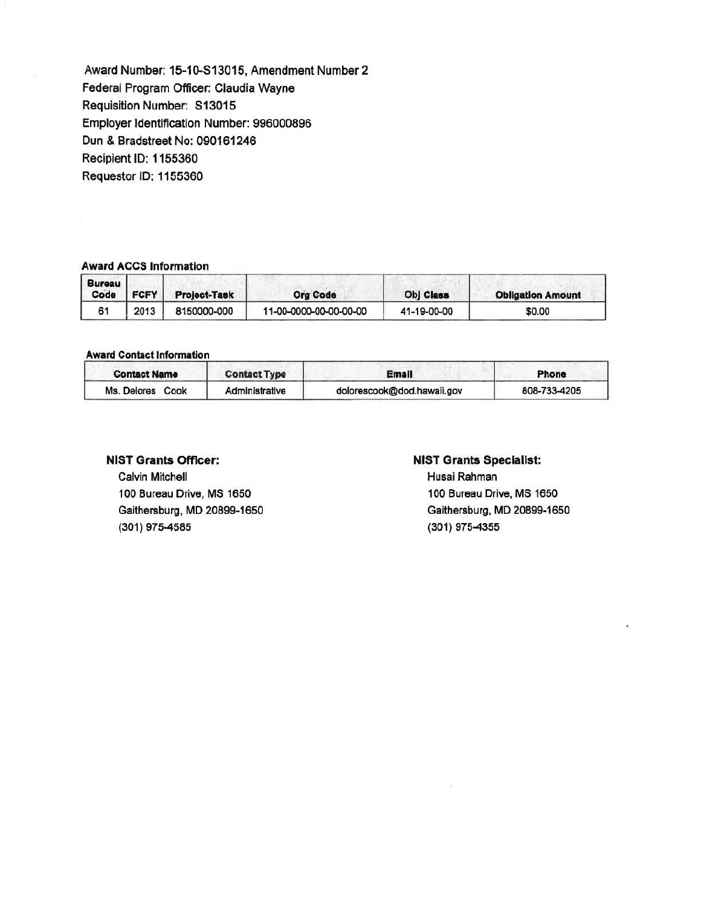Award Number: 15-10-S13015, Amendment Number 2
Federal Program Officer: Claudia Wayne
Requisition Number: S13015
Employer Identification Number: 996000896
Dun & Bradstreet No: 090161246
Recipient ID: 1155360
Requestor ID: 1155360

**Award ACCS Information**

| Bureau Code | FCFY | Project-Task | Org Code | Obj Class | Obligation Amount |
|---|---|---|---|---|---|
| 61 | 2013 | 8150000-000 | 11-00-0000-00-00-00-00 | 41-19-00-00 | $0.00 |

**Award Contact Information**

| Contact Name | Contact Type | Email | Phone |
|---|---|---|---|
| Ms. Delores Cook | Administrative | dolorescook@dod.hawaii.gov | 808-733-4205 |

**NIST Grants Officer:**
Calvin Mitchell
100 Bureau Drive, MS 1650
Gaithersburg, MD 20899-1650
(301) 975-4585

**NIST Grants Specialist:**
Husai Rahman
100 Bureau Drive, MS 1650
Gaithersburg, MD 20899-1650
(301) 975-4355